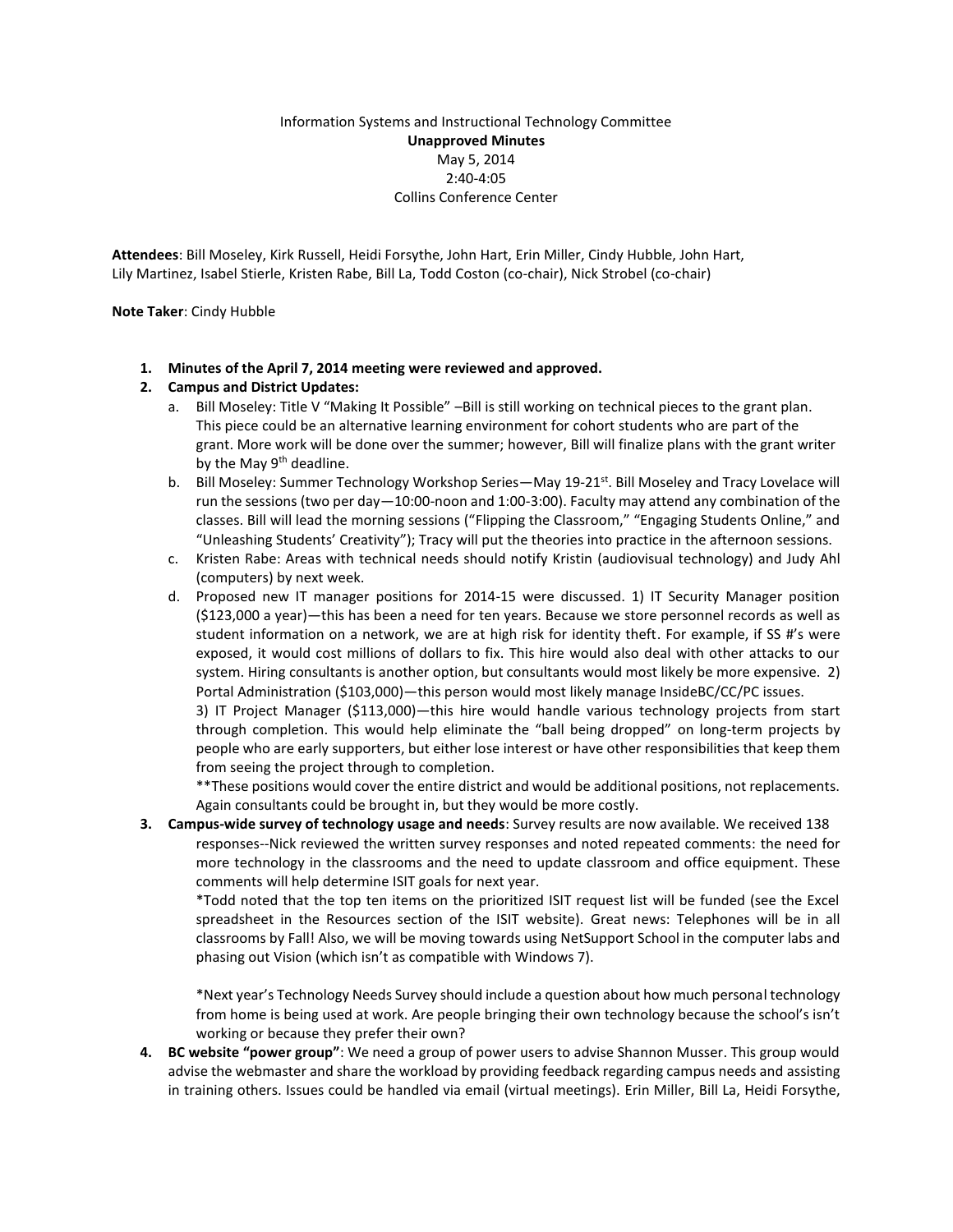Information Systems and Instructional Technology Committee

**Unapproved Minutes**

May 5, 2014

2:40-4:05

Collins Conference Center

**Attendees**: Bill Moseley, Kirk Russell, Heidi Forsythe, John Hart, Erin Miller, Cindy Hubble, John Hart, Lily Martinez, Isabel Stierle, Kristen Rabe, Bill La, Todd Coston (co-chair), Nick Strobel (co-chair)

**Note Taker**: Cindy Hubble

1. **Minutes of the April 7, 2014 meeting were reviewed and approved.**
2. **Campus and District Updates:**
   a. Bill Moseley: Title V "Making It Possible" –Bill is still working on technical pieces to the grant plan. This piece could be an alternative learning environment for cohort students who are part of the grant. More work will be done over the summer; however, Bill will finalize plans with the grant writer by the May 9th deadline.
   b. Bill Moseley: Summer Technology Workshop Series—May 19-21st. Bill Moseley and Tracy Lovelace will run the sessions (two per day—10:00-noon and 1:00-3:00). Faculty may attend any combination of the classes. Bill will lead the morning sessions ("Flipping the Classroom," "Engaging Students Online," and "Unleashing Students' Creativity"); Tracy will put the theories into practice in the afternoon sessions.
   c. Kristen Rabe: Areas with technical needs should notify Kristin (audiovisual technology) and Judy Ahl (computers) by next week.
   d. Proposed new IT manager positions for 2014-15 were discussed. 1) IT Security Manager position ($123,000 a year)—this has been a need for ten years. Because we store personnel records as well as student information on a network, we are at high risk for identity theft. For example, if SS #'s were exposed, it would cost millions of dollars to fix. This hire would also deal with other attacks to our system. Hiring consultants is another option, but consultants would most likely be more expensive. 2) Portal Administration ($103,000)—this person would most likely manage InsideBC/CC/PC issues.
   3) IT Project Manager ($113,000)—this hire would handle various technology projects from start through completion. This would help eliminate the "ball being dropped" on long-term projects by people who are early supporters, but either lose interest or have other responsibilities that keep them from seeing the project through to completion.
   **These positions would cover the entire district and would be additional positions, not replacements. Again consultants could be brought in, but they would be more costly.
3. **Campus-wide survey of technology usage and needs**: Survey results are now available. We received 138 responses--Nick reviewed the written survey responses and noted repeated comments: the need for more technology in the classrooms and the need to update classroom and office equipment. These comments will help determine ISIT goals for next year.
   *Todd noted that the top ten items on the prioritized ISIT request list will be funded (see the Excel spreadsheet in the Resources section of the ISIT website). Great news: Telephones will be in all classrooms by Fall! Also, we will be moving towards using NetSupport School in the computer labs and phasing out Vision (which isn't as compatible with Windows 7).

   *Next year's Technology Needs Survey should include a question about how much personal technology from home is being used at work. Are people bringing their own technology because the school's isn't working or because they prefer their own?
4. **BC website "power group"**: We need a group of power users to advise Shannon Musser. This group would advise the webmaster and share the workload by providing feedback regarding campus needs and assisting in training others. Issues could be handled via email (virtual meetings). Erin Miller, Bill La, Heidi Forsythe,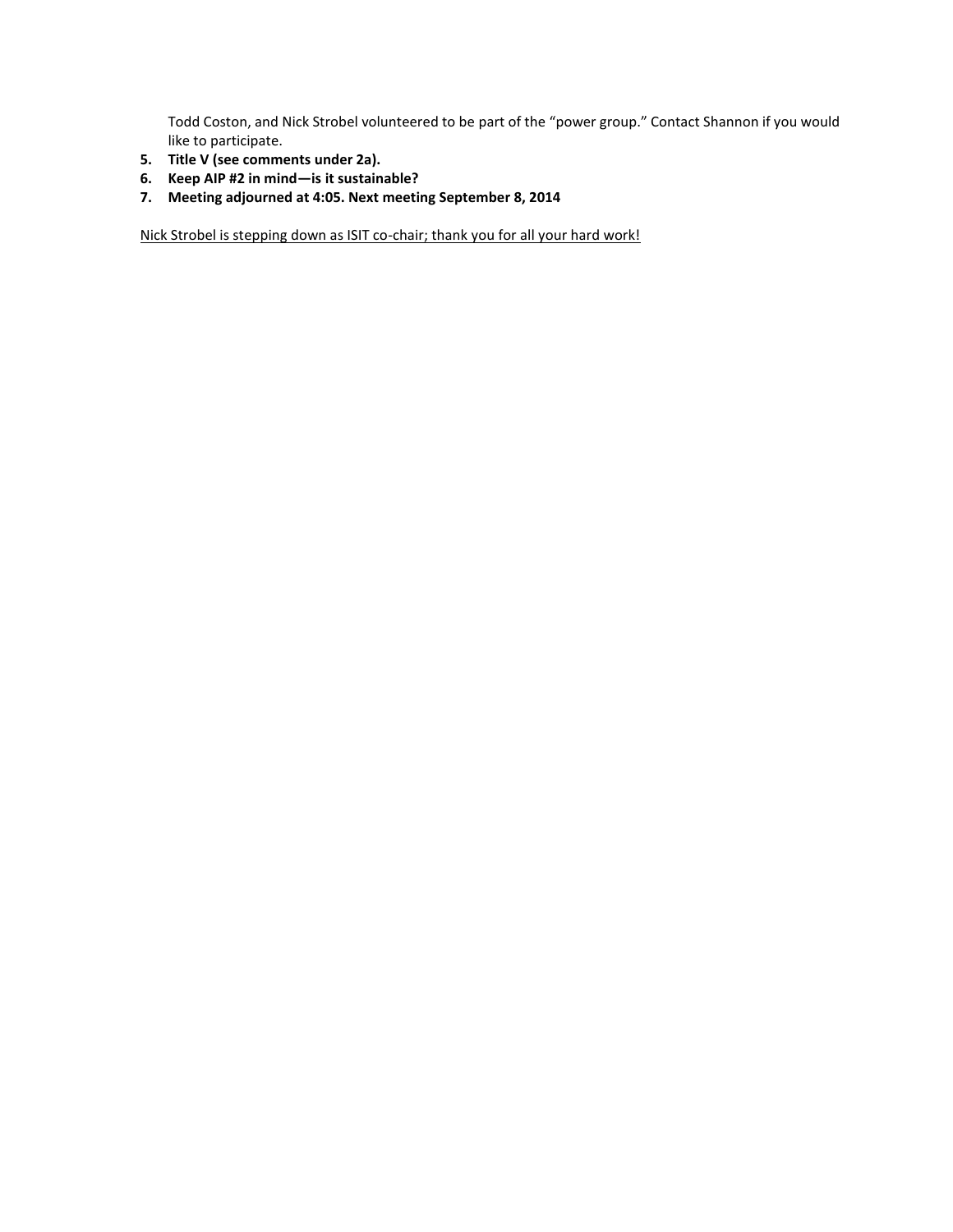Todd Coston, and Nick Strobel volunteered to be part of the "power group." Contact Shannon if you would like to participate.

5. **Title V (see comments under 2a).**
6. **Keep AIP #2 in mind—is it sustainable?**
7. **Meeting adjourned at 4:05. Next meeting September 8, 2014**

<u>Nick Strobel is stepping down as ISIT co-chair; thank you for all your hard work!</u>